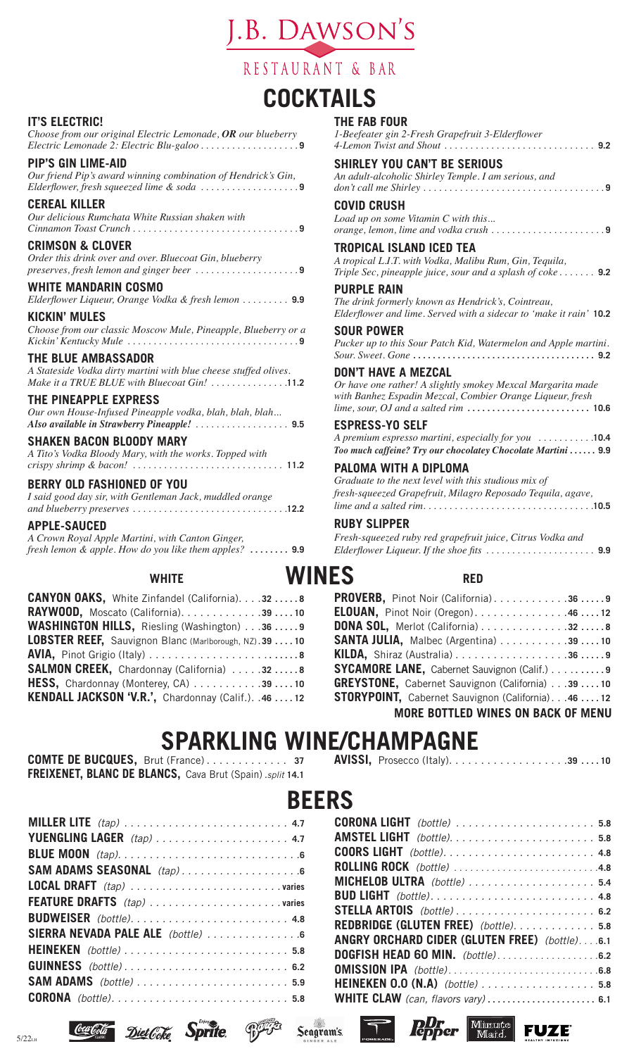# J.B. DAWSON'S

RESTAURANT & BAR

## COCKTAILS

**IT'S ELECTRIC!**
*Choose from our original Electric Lemonade, **OR** our blueberry Electric Lemonade 2: Electric Blu-galoo* . . . . . . . . . . . . . . . . . . **9**

**PIP'S GIN LIME-AID**
*Our friend Pip's award winning combination of Hendrick's Gin, Elderflower, fresh squeezed lime & soda* . . . . . . . . . . . . . . . . . . **9**

**CEREAL KILLER**
*Our delicious Rumchata White Russian shaken with Cinnamon Toast Crunch* . . . . . . . . . . . . . . . . . . **9**

**CRIMSON & CLOVER**
*Order this drink over and over. Bluecoat Gin, blueberry preserves, fresh lemon and ginger beer* . . . . . . . . . . . . . . . . . . **9**

**WHITE MANDARIN COSMO**
*Elderflower Liqueur, Orange Vodka & fresh lemon* . . . . . . . . . **9.9**

**KICKIN' MULES**
*Choose from our classic Moscow Mule, Pineapple, Blueberry or a Kickin' Kentucky Mule* . . . . . . . . . . . . . . . . . . **9**

**THE BLUE AMBASSADOR**
*A Stateside Vodka dirty martini with blue cheese stuffed olives. Make it a TRUE BLUE with Bluecoat Gin!* . . . . . . . . . . . . . . **11.2**

**THE PINEAPPLE EXPRESS**
*Our own House-Infused Pineapple vodka, blah, blah, blah...*
***Also available in Strawberry Pineapple!*** . . . . . . . . . . . . . . . . . . **9.5**

**SHAKEN BACON BLOODY MARY**
*A Tito's Vodka Bloody Mary, with the works. Topped with crispy shrimp & bacon!* . . . . . . . . . . . . . . . . . . **11.2**

**BERRY OLD FASHIONED OF YOU**
*I said good day sir, with Gentleman Jack, muddled orange and blueberry preserves* . . . . . . . . . . . . . . . . . . **12.2**

**APPLE-SAUCED**
*A Crown Royal Apple Martini, with Canton Ginger, fresh lemon & apple. How do you like them apples?* . . . . . . . . **9.9**

**THE FAB FOUR**
*1-Beefeater gin 2-Fresh Grapefruit 3-Elderflower 4-Lemon Twist and Shout* . . . . . . . . . . . . . . . . . . **9.2**

**SHIRLEY YOU CAN'T BE SERIOUS**
*An adult-alcoholic Shirley Temple. I am serious, and don't call me Shirley* . . . . . . . . . . . . . . . . . . **9**

**COVID CRUSH**
*Load up on some Vitamin C with this... orange, lemon, lime and vodka crush* . . . . . . . . . . . . . . . . . . **9**

**TROPICAL ISLAND ICED TEA**
*A tropical L.I.T. with Vodka, Malibu Rum, Gin, Tequila, Triple Sec, pineapple juice, sour and a splash of coke* . . . . . . . **9.2**

**PURPLE RAIN**
*The drink formerly known as Hendrick's, Cointreau, Elderflower and lime. Served with a sidecar to 'make it rain'* **10.2**

**SOUR POWER**
*Pucker up to this Sour Patch Kid, Watermelon and Apple martini. Sour. Sweet. Gone* . . . . . . . . . . . . . . . . . . **9.2**

**DON'T HAVE A MEZCAL**
*Or have one rather! A slightly smokey Mezcal Margarita made with Banhez Espadin Mezcal, Combier Orange Liqueur, fresh lime, sour, OJ and a salted rim* . . . . . . . . . . . . . . . . . . **10.6**

**ESPRESS-YO SELF**
*A premium espresso martini, especially for you* . . . . . . . . . . **10.4**
***Too much caffeine? Try our chocolatey Chocolate Martini*** . . . . . . **9.9**

**PALOMA WITH A DIPLOMA**
*Graduate to the next level with this studious mix of fresh-squeezed Grapefruit, Milagro Reposado Tequila, agave, lime and a salted rim* . . . . . . . . . . . . . . . . . . **10.5**

**RUBY SLIPPER**
*Fresh-squeezed ruby red grapefruit juice, Citrus Vodka and Elderflower Liqueur. If the shoe fits* . . . . . . . . . . . . . . . . . . **9.9**

## WINES

### WHITE

| Wine | Bottle | Glass |
|---|---|---|
| **CANYON OAKS,** White Zinfandel (California) | 32 | 8 |
| **RAYWOOD,** Moscato (California) | 39 | 10 |
| **WASHINGTON HILLS,** Riesling (Washington) | 36 | 9 |
| **LOBSTER REEF,** Sauvignon Blanc (Marlborough, NZ) | 39 | 10 |
| **AVIA,** Pinot Grigio (Italy) | | 8 |
| **SALMON CREEK,** Chardonnay (California) | 32 | 8 |
| **HESS,** Chardonnay (Monterey, CA) | 39 | 10 |
| **KENDALL JACKSON 'V.R.',** Chardonnay (Calif.) | 46 | 12 |

### RED

| Wine | Bottle | Glass |
|---|---|---|
| **PROVERB,** Pinot Noir (California) | 36 | 9 |
| **ELOUAN,** Pinot Noir (Oregon) | 46 | 12 |
| **DONA SOL,** Merlot (California) | 32 | 8 |
| **SANTA JULIA,** Malbec (Argentina) | 39 | 10 |
| **KILDA,** Shiraz (Australia) | 36 | 9 |
| **SYCAMORE LANE,** Cabernet Sauvignon (Calif.) | | 9 |
| **GREYSTONE,** Cabernet Sauvignon (California) | 39 | 10 |
| **STORYPOINT,** Cabernet Sauvignon (California) | 46 | 12 |

**MORE BOTTLED WINES ON BACK OF MENU**

## SPARKLING WINE/CHAMPAGNE

**COMTE DE BUCQUES,** Brut (France) . . . . . . . . . . . . **37**
**FREIXENET, BLANC DE BLANCS,** Cava Brut (Spain) *.split* **14.1**
**AVISSI,** Prosecco (Italy) . . . . . . . . . . . . **39** . . . . **10**

## BEERS

| Beer | Price |
|---|---|
| **MILLER LITE** *(tap)* | 4.7 |
| **YUENGLING LAGER** *(tap)* | 4.7 |
| **BLUE MOON** *(tap)* | 6 |
| **SAM ADAMS SEASONAL** *(tap)* | 6 |
| **LOCAL DRAFT** *(tap)* | varies |
| **FEATURE DRAFTS** *(tap)* | varies |
| **BUDWEISER** *(bottle)* | 4.8 |
| **SIERRA NEVADA PALE ALE** *(bottle)* | 6 |
| **HEINEKEN** *(bottle)* | 5.8 |
| **GUINNESS** *(bottle)* | 6.2 |
| **SAM ADAMS** *(bottle)* | 5.9 |
| **CORONA** *(bottle)* | 5.8 |
| **CORONA LIGHT** *(bottle)* | 5.8 |
| **AMSTEL LIGHT** *(bottle)* | 5.8 |
| **COORS LIGHT** *(bottle)* | 4.8 |
| **ROLLING ROCK** *(bottle)* | 4.8 |
| **MICHELOB ULTRA** *(bottle)* | 5.4 |
| **BUD LIGHT** *(bottle)* | 4.8 |
| **STELLA ARTOIS** *(bottle)* | 6.2 |
| **REDBRIDGE (GLUTEN FREE)** *(bottle)* | 5.8 |
| **ANGRY ORCHARD CIDER (GLUTEN FREE)** *(bottle)* | 6.1 |
| **DOGFISH HEAD 60 MIN.** *(bottle)* | 6.2 |
| **OMISSION IPA** *(bottle)* | 6.8 |
| **HEINEKEN 0.0 (N.A)** *(bottle)* | 5.8 |
| **WHITE CLAW** *(can, flavors vary)* | 6.1 |

5/22LH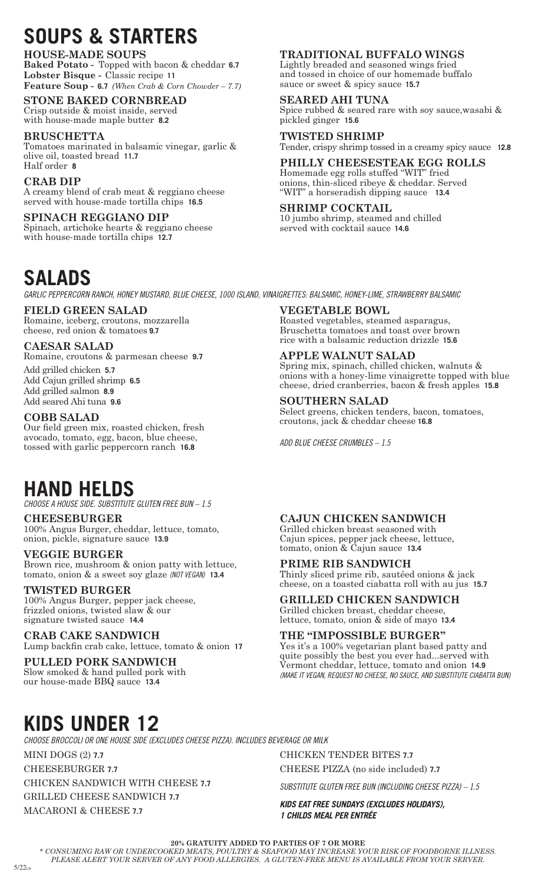# SOUPS & STARTERS

### HOUSE-MADE SOUPS

**Baked Potato -** Topped with bacon & cheddar **6.7**
**Lobster Bisque -** Classic recipe **11**
**Feature Soup - 6.7** *(When Crab & Corn Chowder – 7.7)*

### STONE BAKED CORNBREAD

Crisp outside & moist inside, served with house-made maple butter **8.2**

### BRUSCHETTA

Tomatoes marinated in balsamic vinegar, garlic & olive oil, toasted bread **11.7**
Half order **8**

### CRAB DIP

A creamy blend of crab meat & reggiano cheese served with house-made tortilla chips **16.5**

### SPINACH REGGIANO DIP

Spinach, artichoke hearts & reggiano cheese with house-made tortilla chips **12.7**

### TRADITIONAL BUFFALO WINGS

Lightly breaded and seasoned wings fried and tossed in choice of our homemade buffalo sauce or sweet & spicy sauce **15.7**

### SEARED AHI TUNA

Spice rubbed & seared rare with soy sauce,wasabi & pickled ginger **15.6**

### TWISTED SHRIMP

Tender, crispy shrimp tossed in a creamy spicy sauce **12.8**

### PHILLY CHEESESTEAK EGG ROLLS

Homemade egg rolls stuffed "WIT" fried onions, thin-sliced ribeye & cheddar. Served "WIT" a horseradish dipping sauce **13.4**

### SHRIMP COCKTAIL

10 jumbo shrimp, steamed and chilled served with cocktail sauce **14.6**

# SALADS

*GARLIC PEPPERCORN RANCH, HONEY MUSTARD, BLUE CHEESE, 1000 ISLAND, VINAIGRETTES: BALSAMIC, HONEY-LIME, STRAWBERRY BALSAMIC*

### FIELD GREEN SALAD

Romaine, iceberg, croutons, mozzarella cheese, red onion & tomatoes **9.7**

### CAESAR SALAD

Romaine, croutons & parmesan cheese **9.7**

Add grilled chicken **5.7**
Add Cajun grilled shrimp **6.5**
Add grilled salmon **8.9**
Add seared Ahi tuna **9.6**

### COBB SALAD

Our field green mix, roasted chicken, fresh avocado, tomato, egg, bacon, blue cheese, tossed with garlic peppercorn ranch **16.8**

### VEGETABLE BOWL

Roasted vegetables, steamed asparagus, Bruschetta tomatoes and toast over brown rice with a balsamic reduction drizzle **15.6**

### APPLE WALNUT SALAD

Spring mix, spinach, chilled chicken, walnuts & onions with a honey-lime vinaigrette topped with blue cheese, dried cranberries, bacon & fresh apples **15.8**

### SOUTHERN SALAD

Select greens, chicken tenders, bacon, tomatoes, croutons, jack & cheddar cheese **16.8**

*ADD BLUE CHEESE CRUMBLES – 1.5*

# HAND HELDS

*CHOOSE A HOUSE SIDE. SUBSTITUTE GLUTEN FREE BUN – 1.5*

### CHEESEBURGER

100% Angus Burger, cheddar, lettuce, tomato, onion, pickle, signature sauce **13.9**

### VEGGIE BURGER

Brown rice, mushroom & onion patty with lettuce, tomato, onion & a sweet soy glaze *(NOT VEGAN)* **13.4**

### TWISTED BURGER

100% Angus Burger, pepper jack cheese, frizzled onions, twisted slaw & our signature twisted sauce **14.4**

### CRAB CAKE SANDWICH

Lump backfin crab cake, lettuce, tomato & onion **17**

### PULLED PORK SANDWICH

Slow smoked & hand pulled pork with our house-made BBQ sauce **13.4**

### CAJUN CHICKEN SANDWICH

Grilled chicken breast seasoned with Cajun spices, pepper jack cheese, lettuce, tomato, onion & Cajun sauce **13.4**

### PRIME RIB SANDWICH

Thinly sliced prime rib, sautéed onions & jack cheese, on a toasted ciabatta roll with au jus **15.7**

### GRILLED CHICKEN SANDWICH

Grilled chicken breast, cheddar cheese, lettuce, tomato, onion & side of mayo **13.4**

### THE "IMPOSSIBLE BURGER"

Yes it's a 100% vegetarian plant based patty and quite possibly the best you ever had...served with Vermont cheddar, lettuce, tomato and onion **14.9**
*(MAKE IT VEGAN, REQUEST NO CHEESE, NO SAUCE, AND SUBSTITUTE CIABATTA BUN)*

# KIDS UNDER 12

*CHOOSE BROCCOLI OR ONE HOUSE SIDE (EXCLUDES CHEESE PIZZA). INCLUDES BEVERAGE OR MILK*

MINI DOGS (2) **7.7**
CHEESEBURGER **7.7**
CHICKEN SANDWICH WITH CHEESE **7.7**
GRILLED CHEESE SANDWICH **7.7**
MACARONI & CHEESE **7.7**
CHICKEN TENDER BITES **7.7**
CHEESE PIZZA (no side included) **7.7**

*SUBSTITUTE GLUTEN FREE BUN (INCLUDING CHEESE PIZZA) – 1.5*

***KIDS EAT FREE SUNDAYS (EXCLUDES HOLIDAYS), 1 CHILDS MEAL PER ENTRÉE***

**20% GRATUITY ADDED TO PARTIES OF 7 OR MORE**

*\* CONSUMING RAW OR UNDERCOOKED MEATS, POULTRY & SEAFOOD MAY INCREASE YOUR RISK OF FOODBORNE ILLNESS. PLEASE ALERT YOUR SERVER OF ANY FOOD ALLERGIES. A GLUTEN-FREE MENU IS AVAILABLE FROM YOUR SERVER.*

5/22LH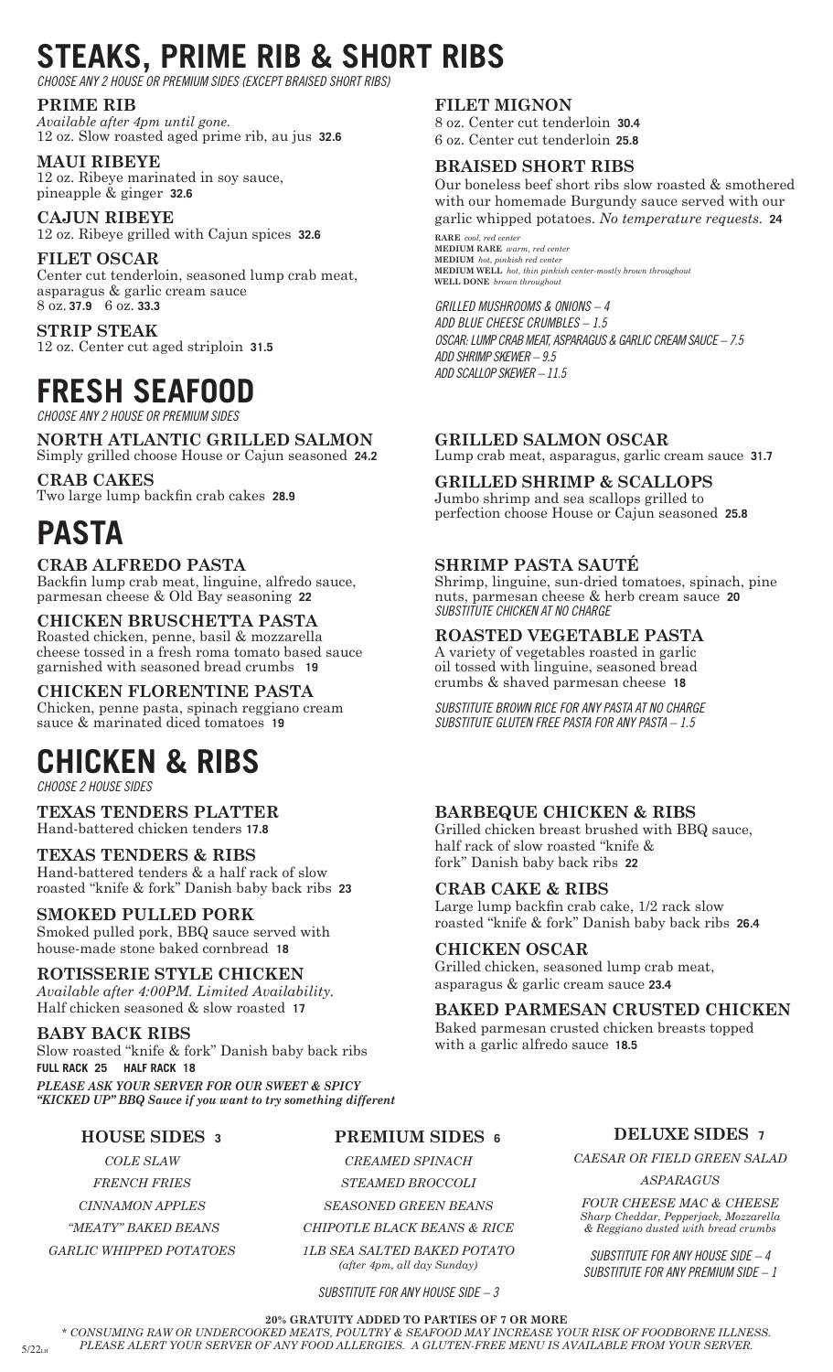# STEAKS, PRIME RIB & SHORT RIBS

*CHOOSE ANY 2 HOUSE OR PREMIUM SIDES (EXCEPT BRAISED SHORT RIBS)*

### PRIME RIB
*Available after 4pm until gone.*
12 oz. Slow roasted aged prime rib, au jus **32.6**

### MAUI RIBEYE
12 oz. Ribeye marinated in soy sauce, pineapple & ginger **32.6**

### CAJUN RIBEYE
12 oz. Ribeye grilled with Cajun spices **32.6**

### FILET OSCAR
Center cut tenderloin, seasoned lump crab meat, asparagus & garlic cream sauce
8 oz. **37.9** 6 oz. **33.3**

### STRIP STEAK
12 oz. Center cut aged striploin **31.5**

### FILET MIGNON
8 oz. Center cut tenderloin **30.4**
6 oz. Center cut tenderloin **25.8**

### BRAISED SHORT RIBS
Our boneless beef short ribs slow roasted & smothered with our homemade Burgundy sauce served with our garlic whipped potatoes. *No temperature requests.* **24**

**RARE** *cool, red center*
**MEDIUM RARE** *warm, red center*
**MEDIUM** *hot, pinkish red center*
**MEDIUM WELL** *hot, thin pinkish center-mostly brown throughout*
**WELL DONE** *brown throughout*

*GRILLED MUSHROOMS & ONIONS – 4*
*ADD BLUE CHEESE CRUMBLES – 1.5*
*OSCAR: LUMP CRAB MEAT, ASPARAGUS & GARLIC CREAM SAUCE – 7.5*
*ADD SHRIMP SKEWER – 9.5*
*ADD SCALLOP SKEWER – 11.5*

# FRESH SEAFOOD

*CHOOSE ANY 2 HOUSE OR PREMIUM SIDES*

### NORTH ATLANTIC GRILLED SALMON
Simply grilled choose House or Cajun seasoned **24.2**

### CRAB CAKES
Two large lump backfin crab cakes **28.9**

### GRILLED SALMON OSCAR
Lump crab meat, asparagus, garlic cream sauce **31.7**

### GRILLED SHRIMP & SCALLOPS
Jumbo shrimp and sea scallops grilled to perfection choose House or Cajun seasoned **25.8**

# PASTA

### CRAB ALFREDO PASTA
Backfin lump crab meat, linguine, alfredo sauce, parmesan cheese & Old Bay seasoning **22**

### CHICKEN BRUSCHETTA PASTA
Roasted chicken, penne, basil & mozzarella cheese tossed in a fresh roma tomato based sauce garnished with seasoned bread crumbs **19**

### CHICKEN FLORENTINE PASTA
Chicken, penne pasta, spinach reggiano cream sauce & marinated diced tomatoes **19**

### SHRIMP PASTA SAUTÉ
Shrimp, linguine, sun-dried tomatoes, spinach, pine nuts, parmesan cheese & herb cream sauce **20**
*SUBSTITUTE CHICKEN AT NO CHARGE*

### ROASTED VEGETABLE PASTA
A variety of vegetables roasted in garlic oil tossed with linguine, seasoned bread crumbs & shaved parmesan cheese **18**

*SUBSTITUTE BROWN RICE FOR ANY PASTA AT NO CHARGE*
*SUBSTITUTE GLUTEN FREE PASTA FOR ANY PASTA – 1.5*

# CHICKEN & RIBS

*CHOOSE 2 HOUSE SIDES*

### TEXAS TENDERS PLATTER
Hand-battered chicken tenders **17.8**

### TEXAS TENDERS & RIBS
Hand-battered tenders & a half rack of slow roasted "knife & fork" Danish baby back ribs **23**

### SMOKED PULLED PORK
Smoked pulled pork, BBQ sauce served with house-made stone baked cornbread **18**

### ROTISSERIE STYLE CHICKEN
*Available after 4:00PM. Limited Availability.*
Half chicken seasoned & slow roasted **17**

### BABY BACK RIBS
Slow roasted "knife & fork" Danish baby back ribs
**FULL RACK 25 HALF RACK 18**
***PLEASE ASK YOUR SERVER FOR OUR SWEET & SPICY "KICKED UP" BBQ Sauce if you want to try something different***

### BARBEQUE CHICKEN & RIBS
Grilled chicken breast brushed with BBQ sauce, half rack of slow roasted "knife & fork" Danish baby back ribs **22**

### CRAB CAKE & RIBS
Large lump backfin crab cake, 1/2 rack slow roasted "knife & fork" Danish baby back ribs **26.4**

### CHICKEN OSCAR
Grilled chicken, seasoned lump crab meat, asparagus & garlic cream sauce **23.4**

### BAKED PARMESAN CRUSTED CHICKEN
Baked parmesan crusted chicken breasts topped with a garlic alfredo sauce **18.5**

### HOUSE SIDES 3
*COLE SLAW*
*FRENCH FRIES*
*CINNAMON APPLES*
*"MEATY" BAKED BEANS*
*GARLIC WHIPPED POTATOES*

### PREMIUM SIDES 6
*CREAMED SPINACH*
*STEAMED BROCCOLI*
*SEASONED GREEN BEANS*
*CHIPOTLE BLACK BEANS & RICE*
*1LB SEA SALTED BAKED POTATO (after 4pm, all day Sunday)*

*SUBSTITUTE FOR ANY HOUSE SIDE – 3*

### DELUXE SIDES 7
*CAESAR OR FIELD GREEN SALAD*
*ASPARAGUS*
*FOUR CHEESE MAC & CHEESE*
*Sharp Cheddar, Pepperjack, Mozzarella & Reggiano dusted with bread crumbs*

*SUBSTITUTE FOR ANY HOUSE SIDE – 4*
*SUBSTITUTE FOR ANY PREMIUM SIDE – 1*

**20% GRATUITY ADDED TO PARTIES OF 7 OR MORE**
*\* CONSUMING RAW OR UNDERCOOKED MEATS, POULTRY & SEAFOOD MAY INCREASE YOUR RISK OF FOODBORNE ILLNESS. PLEASE ALERT YOUR SERVER OF ANY FOOD ALLERGIES. A GLUTEN-FREE MENU IS AVAILABLE FROM YOUR SERVER.*

5/22LH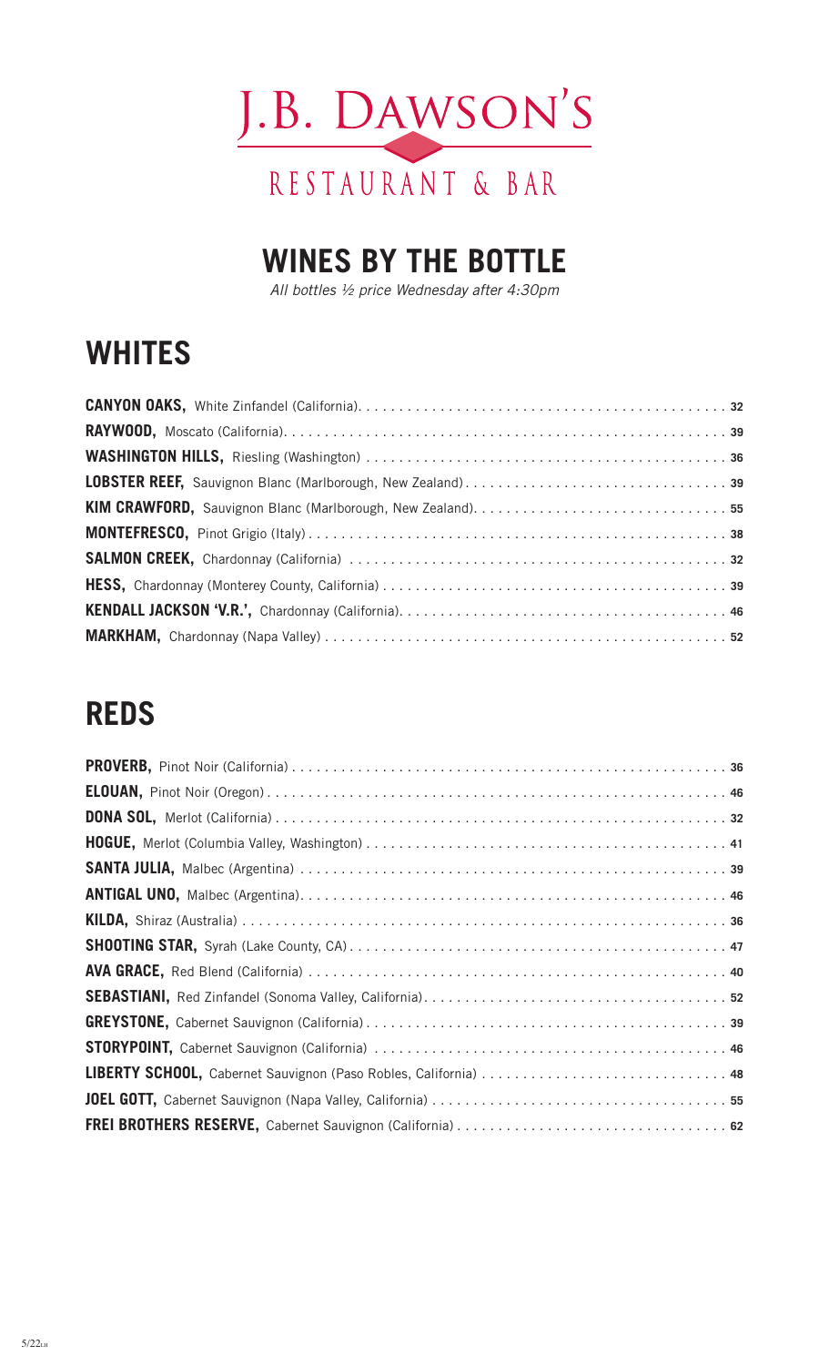# J.B. DAWSON'S

RESTAURANT & BAR

## WINES BY THE BOTTLE

*All bottles ½ price Wednesday after 4:30pm*

## WHITES

**CANYON OAKS,** White Zinfandel (California) . . . . . . . . . . **32**

**RAYWOOD,** Moscato (California) . . . . . . . . . . **39**

**WASHINGTON HILLS,** Riesling (Washington) . . . . . . . . . . **36**

**LOBSTER REEF,** Sauvignon Blanc (Marlborough, New Zealand) . . . . . . . . . . **39**

**KIM CRAWFORD,** Sauvignon Blanc (Marlborough, New Zealand) . . . . . . . . . . **55**

**MONTEFRESCO,** Pinot Grigio (Italy) . . . . . . . . . . **38**

**SALMON CREEK,** Chardonnay (California) . . . . . . . . . . **32**

**HESS,** Chardonnay (Monterey County, California) . . . . . . . . . . **39**

**KENDALL JACKSON 'V.R.',** Chardonnay (California) . . . . . . . . . . **46**

**MARKHAM,** Chardonnay (Napa Valley) . . . . . . . . . . **52**

## REDS

**PROVERB,** Pinot Noir (California) . . . . . . . . . . **36**

**ELOUAN,** Pinot Noir (Oregon) . . . . . . . . . . **46**

**DONA SOL,** Merlot (California) . . . . . . . . . . **32**

**HOGUE,** Merlot (Columbia Valley, Washington) . . . . . . . . . . **41**

**SANTA JULIA,** Malbec (Argentina) . . . . . . . . . . **39**

**ANTIGAL UNO,** Malbec (Argentina) . . . . . . . . . . **46**

**KILDA,** Shiraz (Australia) . . . . . . . . . . **36**

**SHOOTING STAR,** Syrah (Lake County, CA) . . . . . . . . . . **47**

**AVA GRACE,** Red Blend (California) . . . . . . . . . . **40**

**SEBASTIANI,** Red Zinfandel (Sonoma Valley, California) . . . . . . . . . . **52**

**GREYSTONE,** Cabernet Sauvignon (California) . . . . . . . . . . **39**

**STORYPOINT,** Cabernet Sauvignon (California) . . . . . . . . . . **46**

**LIBERTY SCHOOL,** Cabernet Sauvignon (Paso Robles, California) . . . . . . . . . . **48**

**JOEL GOTT,** Cabernet Sauvignon (Napa Valley, California) . . . . . . . . . . **55**

**FREI BROTHERS RESERVE,** Cabernet Sauvignon (California) . . . . . . . . . . **62**

5/22LH